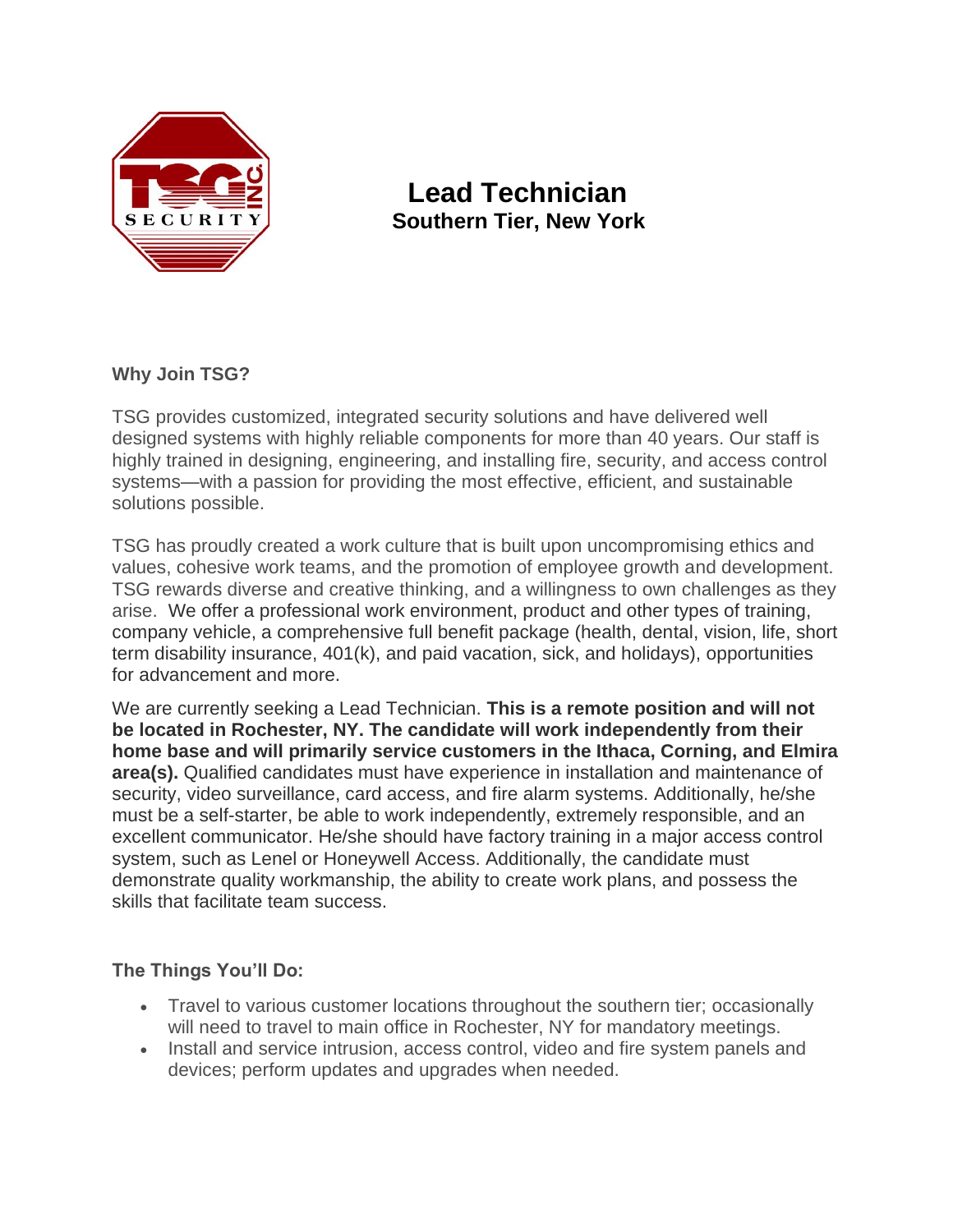# Lead Technician

## Southern Tier, New York

**Why Join TSG?**

TSG provides customized, integrated security solutions and have delivered well designed systems with highly reliable components for more than 40 years. Our staff is highly trained in designing, engineering, and installing fire, security, and access control systems—with a passion for providing the most effective, efficient, and sustainable solutions possible.

TSG has proudly created a work culture that is built upon uncompromising ethics and values, cohesive work teams, and the promotion of employee growth and development. TSG rewards diverse and creative thinking, and a willingness to own challenges as they arise. We offer a professional work environment, product and other types of training, company vehicle, a comprehensive full benefit package (health, dental, vision, life, short term disability insurance, 401(k), and paid vacation, sick, and holidays), opportunities for advancement and more.

We are currently seeking a Lead Technician. **This is a remote position and will not be located in Rochester, NY. The candidate will work independently from their home base and will primarily service customers in the Ithaca, Corning, and Elmira area(s).** Qualified candidates must have experience in installation and maintenance of security, video surveillance, card access, and fire alarm systems. Additionally, he/she must be a self-starter, be able to work independently, extremely responsible, and an excellent communicator. He/she should have factory training in a major access control system, such as Lenel or Honeywell Access. Additionally, the candidate must demonstrate quality workmanship, the ability to create work plans, and possess the skills that facilitate team success.

**The Things You'll Do:**

- Travel to various customer locations throughout the southern tier; occasionally will need to travel to main office in Rochester, NY for mandatory meetings.
- Install and service intrusion, access control, video and fire system panels and devices; perform updates and upgrades when needed.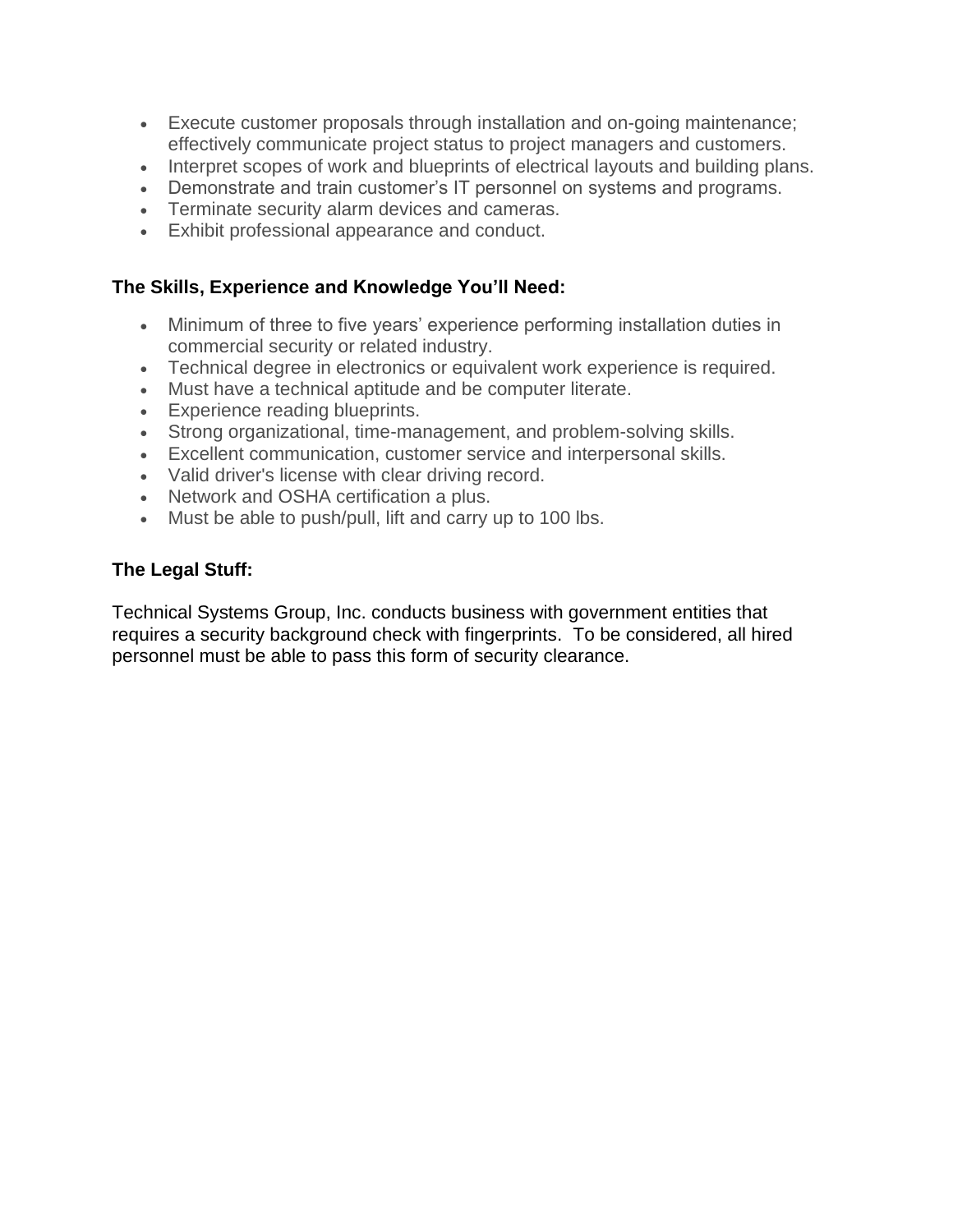- Execute customer proposals through installation and on-going maintenance; effectively communicate project status to project managers and customers.
- Interpret scopes of work and blueprints of electrical layouts and building plans.
- Demonstrate and train customer's IT personnel on systems and programs.
- Terminate security alarm devices and cameras.
- Exhibit professional appearance and conduct.

**The Skills, Experience and Knowledge You'll Need:**

- Minimum of three to five years' experience performing installation duties in commercial security or related industry.
- Technical degree in electronics or equivalent work experience is required.
- Must have a technical aptitude and be computer literate.
- Experience reading blueprints.
- Strong organizational, time-management, and problem-solving skills.
- Excellent communication, customer service and interpersonal skills.
- Valid driver's license with clear driving record.
- Network and OSHA certification a plus.
- Must be able to push/pull, lift and carry up to 100 lbs.

**The Legal Stuff:**

Technical Systems Group, Inc. conducts business with government entities that requires a security background check with fingerprints. To be considered, all hired personnel must be able to pass this form of security clearance.